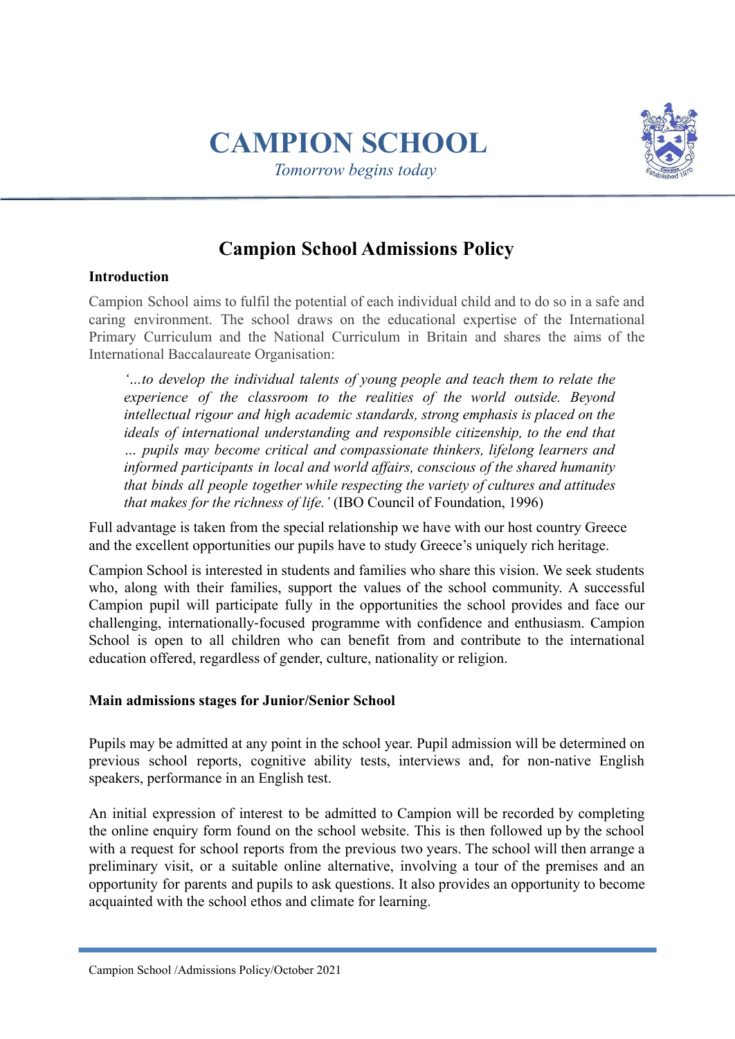# CAMPION SCHOOL

*Tomorrow begins today*

## Campion School Admissions Policy

**Introduction**

Campion School aims to fulfil the potential of each individual child and to do so in a safe and caring environment. The school draws on the educational expertise of the International Primary Curriculum and the National Curriculum in Britain and shares the aims of the International Baccalaureate Organisation:

> *'...to develop the individual talents of young people and teach them to relate the experience of the classroom to the realities of the world outside. Beyond intellectual rigour and high academic standards, strong emphasis is placed on the ideals of international understanding and responsible citizenship, to the end that … pupils may become critical and compassionate thinkers, lifelong learners and informed participants in local and world affairs, conscious of the shared humanity that binds all people together while respecting the variety of cultures and attitudes that makes for the richness of life.'* (IBO Council of Foundation, 1996)

Full advantage is taken from the special relationship we have with our host country Greece and the excellent opportunities our pupils have to study Greece's uniquely rich heritage.

Campion School is interested in students and families who share this vision. We seek students who, along with their families, support the values of the school community. A successful Campion pupil will participate fully in the opportunities the school provides and face our challenging, internationally-focused programme with confidence and enthusiasm. Campion School is open to all children who can benefit from and contribute to the international education offered, regardless of gender, culture, nationality or religion.

**Main admissions stages for Junior/Senior School**

Pupils may be admitted at any point in the school year. Pupil admission will be determined on previous school reports, cognitive ability tests, interviews and, for non-native English speakers, performance in an English test.

An initial expression of interest to be admitted to Campion will be recorded by completing the online enquiry form found on the school website. This is then followed up by the school with a request for school reports from the previous two years. The school will then arrange a preliminary visit, or a suitable online alternative, involving a tour of the premises and an opportunity for parents and pupils to ask questions. It also provides an opportunity to become acquainted with the school ethos and climate for learning.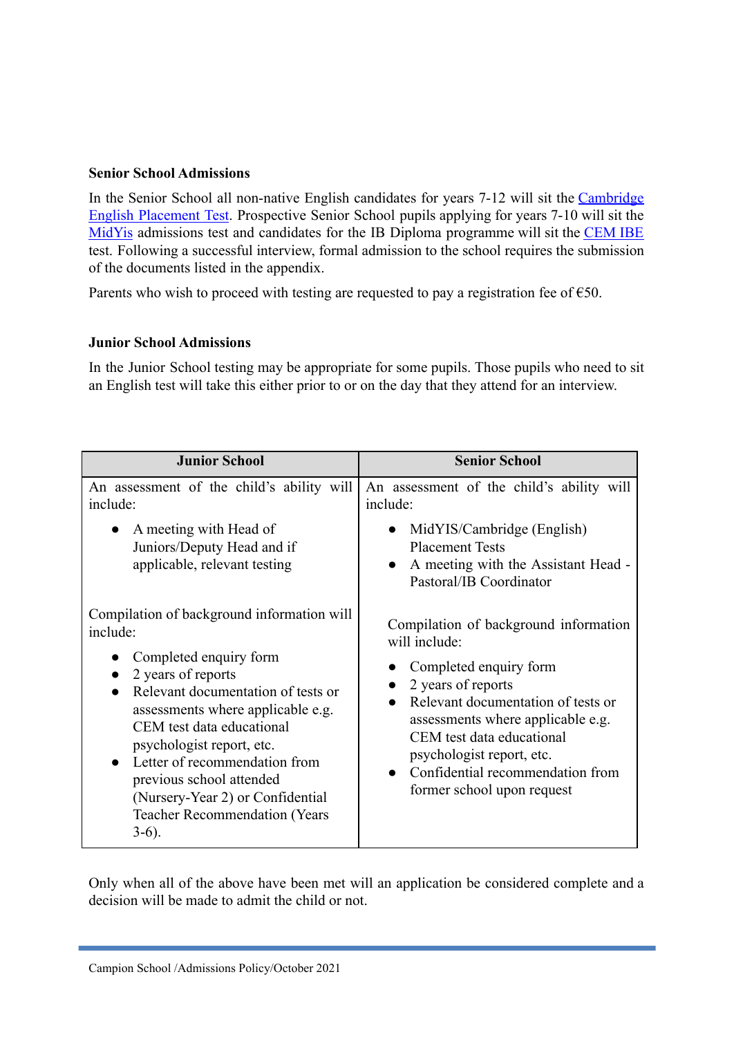### Senior School Admissions

In the Senior School all non-native English candidates for years 7-12 will sit the [Cambridge English Placement Test](). Prospective Senior School pupils applying for years 7-10 will sit the [MidYis]() admissions test and candidates for the IB Diploma programme will sit the [CEM IBE]() test. Following a successful interview, formal admission to the school requires the submission of the documents listed in the appendix.

Parents who wish to proceed with testing are requested to pay a registration fee of €50.

### Junior School Admissions

In the Junior School testing may be appropriate for some pupils. Those pupils who need to sit an English test will take this either prior to or on the day that they attend for an interview.

| Junior School | Senior School |
|---|---|
| An assessment of the child's ability will include:<br>• A meeting with Head of Juniors/Deputy Head and if applicable, relevant testing | An assessment of the child's ability will include:<br>• MidYIS/Cambridge (English) Placement Tests<br>• A meeting with the Assistant Head - Pastoral/IB Coordinator |
| Compilation of background information will include:<br>• Completed enquiry form<br>• 2 years of reports<br>• Relevant documentation of tests or assessments where applicable e.g. CEM test data educational psychologist report, etc.<br>• Letter of recommendation from previous school attended (Nursery-Year 2) or Confidential Teacher Recommendation (Years 3-6). | Compilation of background information will include:<br>• Completed enquiry form<br>• 2 years of reports<br>• Relevant documentation of tests or assessments where applicable e.g. CEM test data educational psychologist report, etc.<br>• Confidential recommendation from former school upon request |

Only when all of the above have been met will an application be considered complete and a decision will be made to admit the child or not.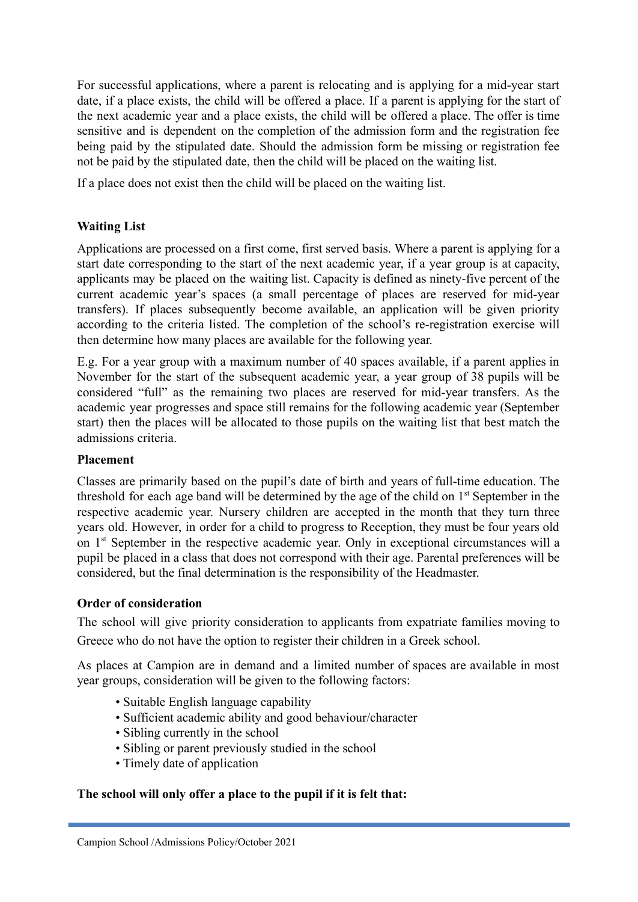For successful applications, where a parent is relocating and is applying for a mid-year start date, if a place exists, the child will be offered a place. If a parent is applying for the start of the next academic year and a place exists, the child will be offered a place. The offer is time sensitive and is dependent on the completion of the admission form and the registration fee being paid by the stipulated date. Should the admission form be missing or registration fee not be paid by the stipulated date, then the child will be placed on the waiting list.

If a place does not exist then the child will be placed on the waiting list.

**Waiting List**

Applications are processed on a first come, first served basis. Where a parent is applying for a start date corresponding to the start of the next academic year, if a year group is at capacity, applicants may be placed on the waiting list. Capacity is defined as ninety-five percent of the current academic year's spaces (a small percentage of places are reserved for mid-year transfers). If places subsequently become available, an application will be given priority according to the criteria listed. The completion of the school's re-registration exercise will then determine how many places are available for the following year.

E.g. For a year group with a maximum number of 40 spaces available, if a parent applies in November for the start of the subsequent academic year, a year group of 38 pupils will be considered "full" as the remaining two places are reserved for mid-year transfers. As the academic year progresses and space still remains for the following academic year (September start) then the places will be allocated to those pupils on the waiting list that best match the admissions criteria.

**Placement**

Classes are primarily based on the pupil's date of birth and years of full-time education. The threshold for each age band will be determined by the age of the child on 1st September in the respective academic year. Nursery children are accepted in the month that they turn three years old. However, in order for a child to progress to Reception, they must be four years old on 1st September in the respective academic year. Only in exceptional circumstances will a pupil be placed in a class that does not correspond with their age. Parental preferences will be considered, but the final determination is the responsibility of the Headmaster.

**Order of consideration**

The school will give priority consideration to applicants from expatriate families moving to Greece who do not have the option to register their children in a Greek school.

As places at Campion are in demand and a limited number of spaces are available in most year groups, consideration will be given to the following factors:

- Suitable English language capability
- Sufficient academic ability and good behaviour/character
- Sibling currently in the school
- Sibling or parent previously studied in the school
- Timely date of application

**The school will only offer a place to the pupil if it is felt that:**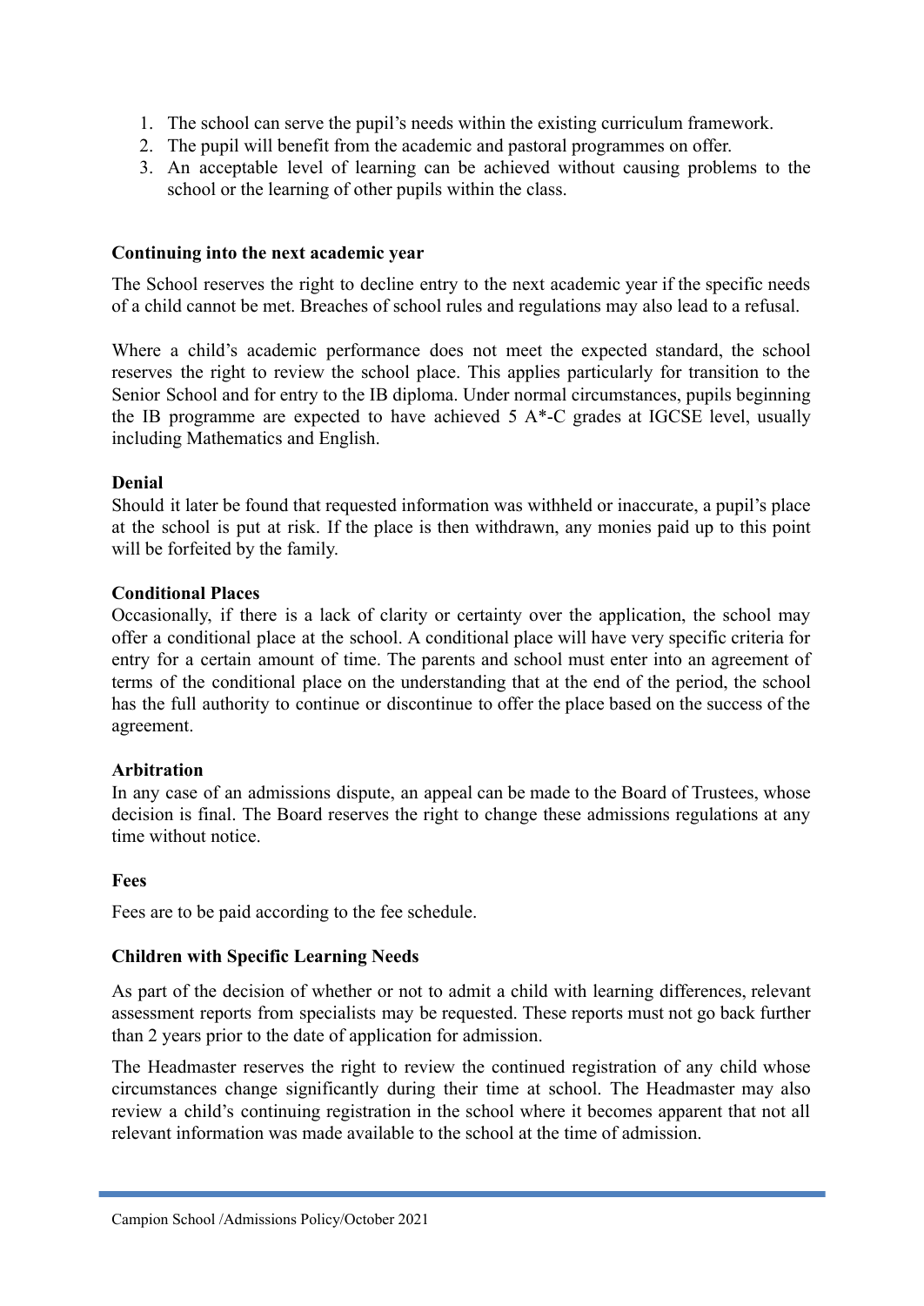1. The school can serve the pupil's needs within the existing curriculum framework.
2. The pupil will benefit from the academic and pastoral programmes on offer.
3. An acceptable level of learning can be achieved without causing problems to the school or the learning of other pupils within the class.

**Continuing into the next academic year**

The School reserves the right to decline entry to the next academic year if the specific needs of a child cannot be met. Breaches of school rules and regulations may also lead to a refusal.

Where a child's academic performance does not meet the expected standard, the school reserves the right to review the school place. This applies particularly for transition to the Senior School and for entry to the IB diploma. Under normal circumstances, pupils beginning the IB programme are expected to have achieved 5 A*-C grades at IGCSE level, usually including Mathematics and English.

**Denial**

Should it later be found that requested information was withheld or inaccurate, a pupil's place at the school is put at risk. If the place is then withdrawn, any monies paid up to this point will be forfeited by the family.

**Conditional Places**

Occasionally, if there is a lack of clarity or certainty over the application, the school may offer a conditional place at the school. A conditional place will have very specific criteria for entry for a certain amount of time. The parents and school must enter into an agreement of terms of the conditional place on the understanding that at the end of the period, the school has the full authority to continue or discontinue to offer the place based on the success of the agreement.

**Arbitration**

In any case of an admissions dispute, an appeal can be made to the Board of Trustees, whose decision is final. The Board reserves the right to change these admissions regulations at any time without notice.

**Fees**

Fees are to be paid according to the fee schedule.

**Children with Specific Learning Needs**

As part of the decision of whether or not to admit a child with learning differences, relevant assessment reports from specialists may be requested. These reports must not go back further than 2 years prior to the date of application for admission.

The Headmaster reserves the right to review the continued registration of any child whose circumstances change significantly during their time at school. The Headmaster may also review a child's continuing registration in the school where it becomes apparent that not all relevant information was made available to the school at the time of admission.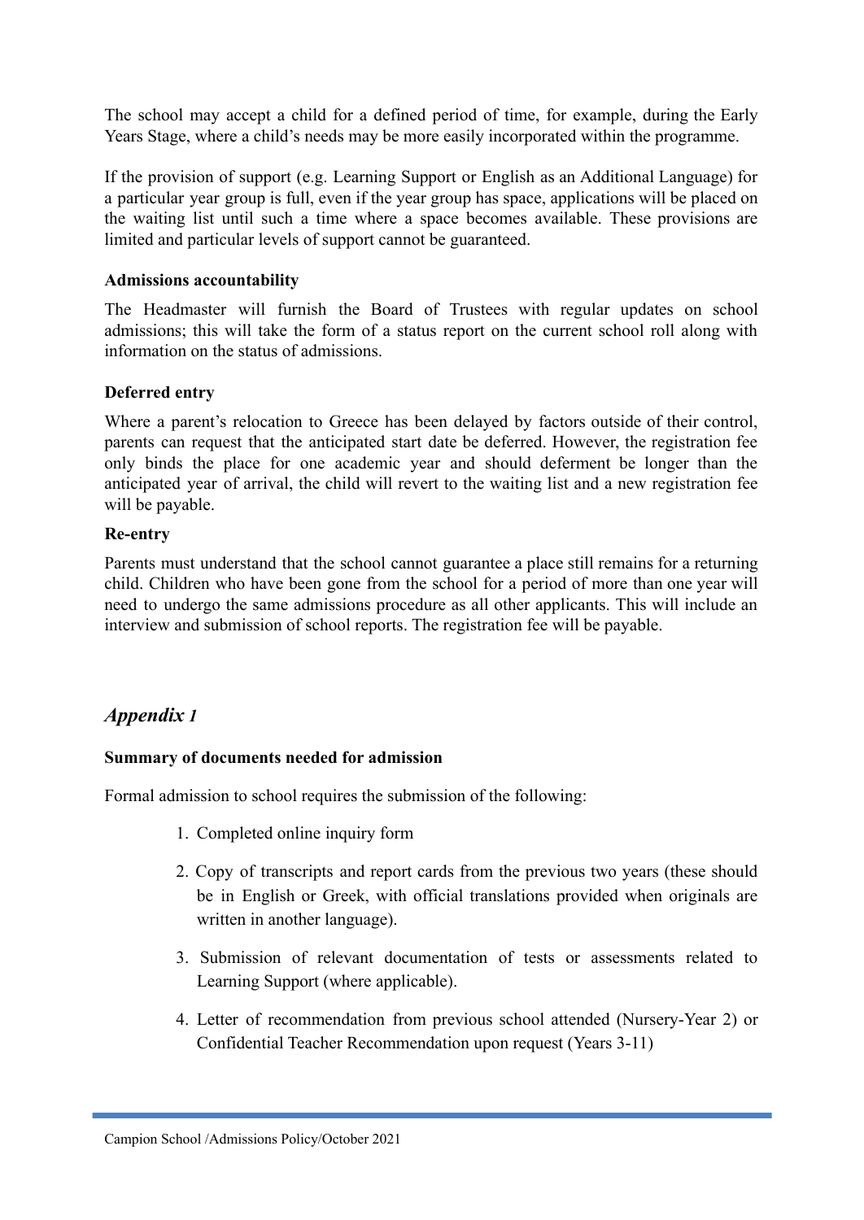The school may accept a child for a defined period of time, for example, during the Early Years Stage, where a child's needs may be more easily incorporated within the programme.

If the provision of support (e.g. Learning Support or English as an Additional Language) for a particular year group is full, even if the year group has space, applications will be placed on the waiting list until such a time where a space becomes available. These provisions are limited and particular levels of support cannot be guaranteed.

**Admissions accountability**

The Headmaster will furnish the Board of Trustees with regular updates on school admissions; this will take the form of a status report on the current school roll along with information on the status of admissions.

**Deferred entry**

Where a parent's relocation to Greece has been delayed by factors outside of their control, parents can request that the anticipated start date be deferred. However, the registration fee only binds the place for one academic year and should deferment be longer than the anticipated year of arrival, the child will revert to the waiting list and a new registration fee will be payable.

**Re-entry**

Parents must understand that the school cannot guarantee a place still remains for a returning child. Children who have been gone from the school for a period of more than one year will need to undergo the same admissions procedure as all other applicants. This will include an interview and submission of school reports. The registration fee will be payable.

## *Appendix 1*

**Summary of documents needed for admission**

Formal admission to school requires the submission of the following:

1. Completed online inquiry form
2. Copy of transcripts and report cards from the previous two years (these should be in English or Greek, with official translations provided when originals are written in another language).
3. Submission of relevant documentation of tests or assessments related to Learning Support (where applicable).
4. Letter of recommendation from previous school attended (Nursery-Year 2) or Confidential Teacher Recommendation upon request (Years 3-11)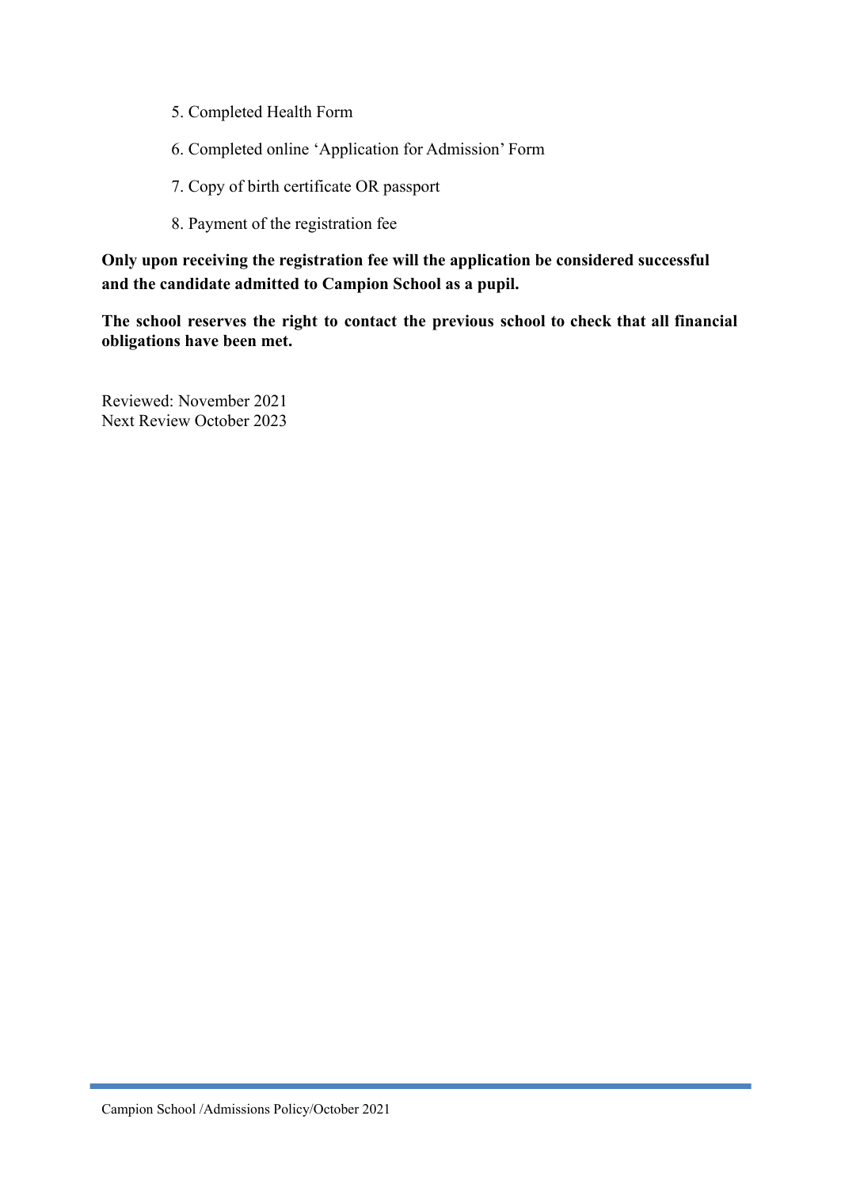5. Completed Health Form
6. Completed online 'Application for Admission' Form
7. Copy of birth certificate OR passport
8. Payment of the registration fee

**Only upon receiving the registration fee will the application be considered successful and the candidate admitted to Campion School as a pupil.**

**The school reserves the right to contact the previous school to check that all financial obligations have been met.**

Reviewed: November 2021
Next Review October 2023